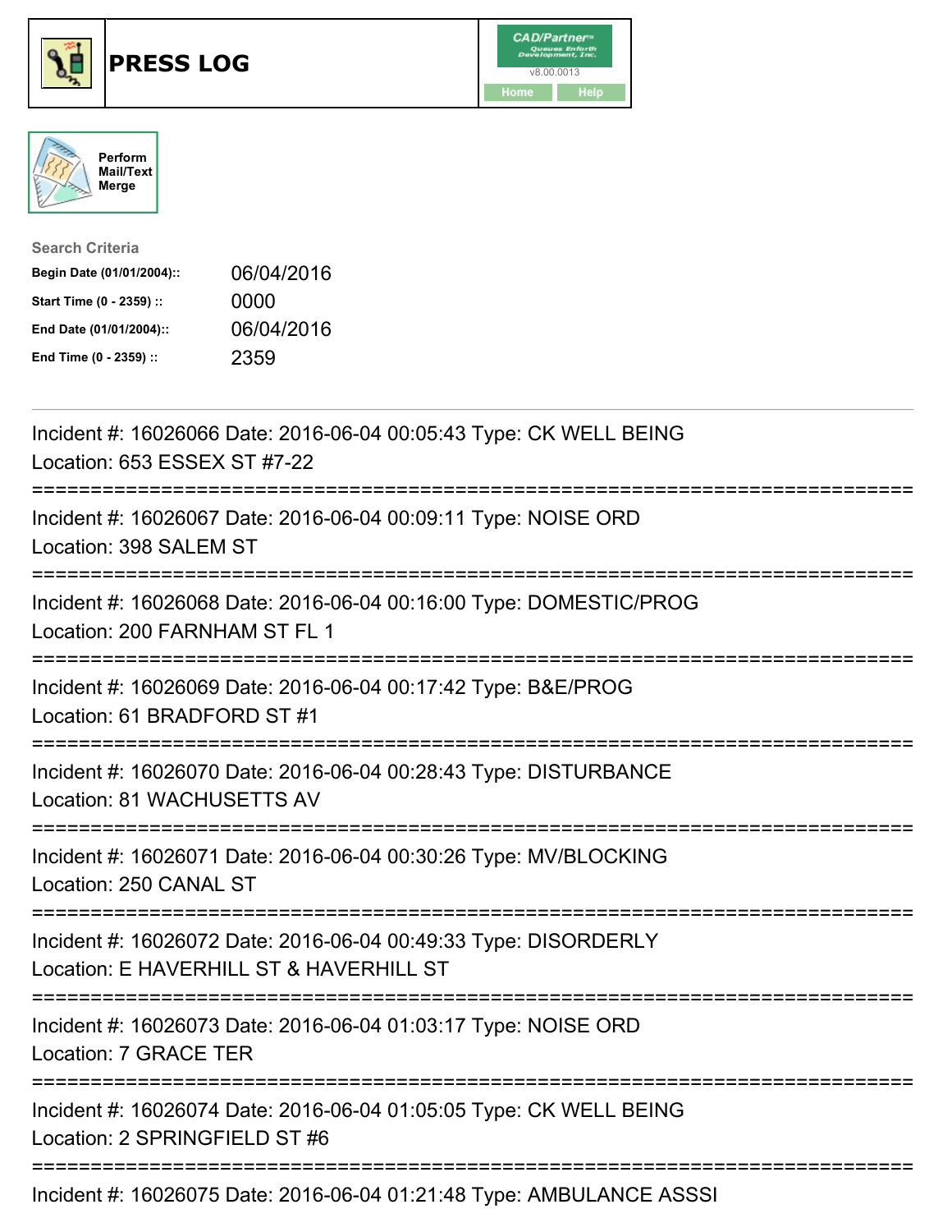# PRESS LOG

Perform Mail/Text Merge

**Search Criteria**

| | |
|---|---|
| Begin Date (01/01/2004):: | 06/04/2016 |
| Start Time (0 - 2359) :: | 0000 |
| End Date (01/01/2004):: | 06/04/2016 |
| End Time (0 - 2359) :: | 2359 |

---

Incident #: 16026066 Date: 2016-06-04 00:05:43 Type: CK WELL BEING
Location: 653 ESSEX ST #7-22

===========================================================================

Incident #: 16026067 Date: 2016-06-04 00:09:11 Type: NOISE ORD
Location: 398 SALEM ST

===========================================================================

Incident #: 16026068 Date: 2016-06-04 00:16:00 Type: DOMESTIC/PROG
Location: 200 FARNHAM ST FL 1

===========================================================================

Incident #: 16026069 Date: 2016-06-04 00:17:42 Type: B&E/PROG
Location: 61 BRADFORD ST #1

===========================================================================

Incident #: 16026070 Date: 2016-06-04 00:28:43 Type: DISTURBANCE
Location: 81 WACHUSETTS AV

===========================================================================

Incident #: 16026071 Date: 2016-06-04 00:30:26 Type: MV/BLOCKING
Location: 250 CANAL ST

===========================================================================

Incident #: 16026072 Date: 2016-06-04 00:49:33 Type: DISORDERLY
Location: E HAVERHILL ST & HAVERHILL ST

===========================================================================

Incident #: 16026073 Date: 2016-06-04 01:03:17 Type: NOISE ORD
Location: 7 GRACE TER

===========================================================================

Incident #: 16026074 Date: 2016-06-04 01:05:05 Type: CK WELL BEING
Location: 2 SPRINGFIELD ST #6

===========================================================================

Incident #: 16026075 Date: 2016-06-04 01:21:48 Type: AMBULANCE ASSSI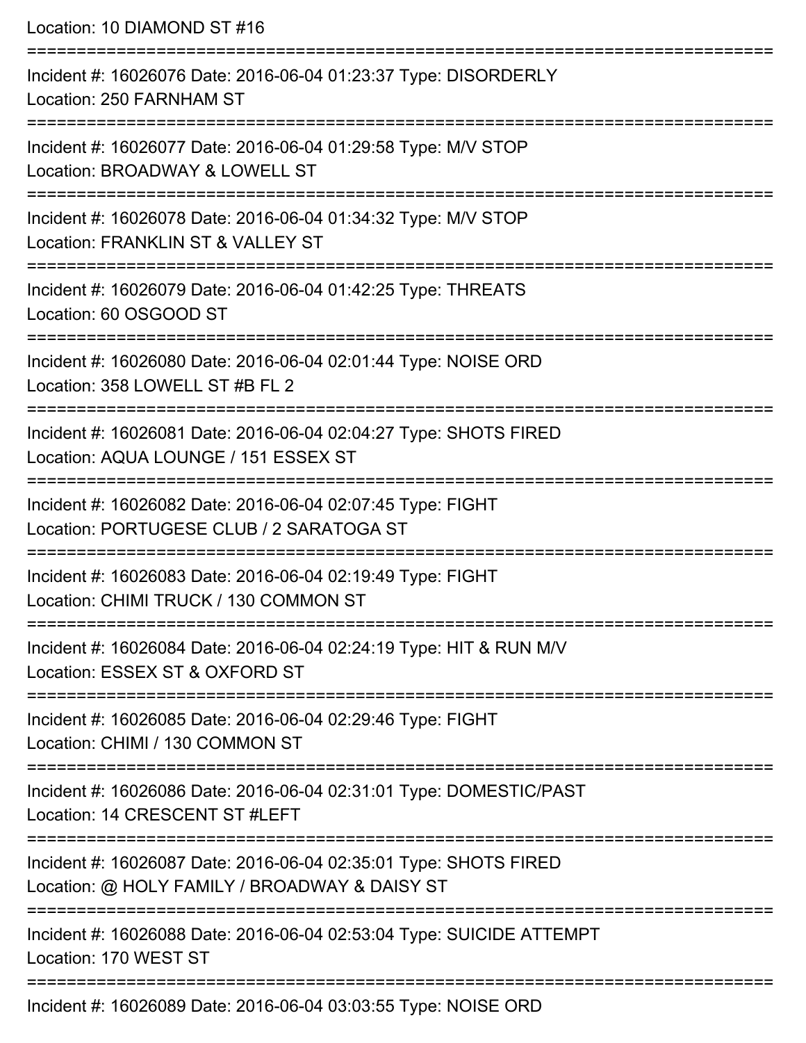Location: 10 DIAMOND ST #16

===========================================================================

Incident #: 16026076 Date: 2016-06-04 01:23:37 Type: DISORDERLY
Location: 250 FARNHAM ST

===========================================================================

Incident #: 16026077 Date: 2016-06-04 01:29:58 Type: M/V STOP
Location: BROADWAY & LOWELL ST

===========================================================================

Incident #: 16026078 Date: 2016-06-04 01:34:32 Type: M/V STOP
Location: FRANKLIN ST & VALLEY ST

===========================================================================

Incident #: 16026079 Date: 2016-06-04 01:42:25 Type: THREATS
Location: 60 OSGOOD ST

===========================================================================

Incident #: 16026080 Date: 2016-06-04 02:01:44 Type: NOISE ORD
Location: 358 LOWELL ST #B FL 2

===========================================================================

Incident #: 16026081 Date: 2016-06-04 02:04:27 Type: SHOTS FIRED
Location: AQUA LOUNGE / 151 ESSEX ST

===========================================================================

Incident #: 16026082 Date: 2016-06-04 02:07:45 Type: FIGHT
Location: PORTUGESE CLUB / 2 SARATOGA ST

===========================================================================

Incident #: 16026083 Date: 2016-06-04 02:19:49 Type: FIGHT
Location: CHIMI TRUCK / 130 COMMON ST

===========================================================================

Incident #: 16026084 Date: 2016-06-04 02:24:19 Type: HIT & RUN M/V
Location: ESSEX ST & OXFORD ST

===========================================================================

Incident #: 16026085 Date: 2016-06-04 02:29:46 Type: FIGHT
Location: CHIMI / 130 COMMON ST

===========================================================================

Incident #: 16026086 Date: 2016-06-04 02:31:01 Type: DOMESTIC/PAST
Location: 14 CRESCENT ST #LEFT

===========================================================================

Incident #: 16026087 Date: 2016-06-04 02:35:01 Type: SHOTS FIRED
Location: @ HOLY FAMILY / BROADWAY & DAISY ST

===========================================================================

Incident #: 16026088 Date: 2016-06-04 02:53:04 Type: SUICIDE ATTEMPT
Location: 170 WEST ST

===========================================================================

Incident #: 16026089 Date: 2016-06-04 03:03:55 Type: NOISE ORD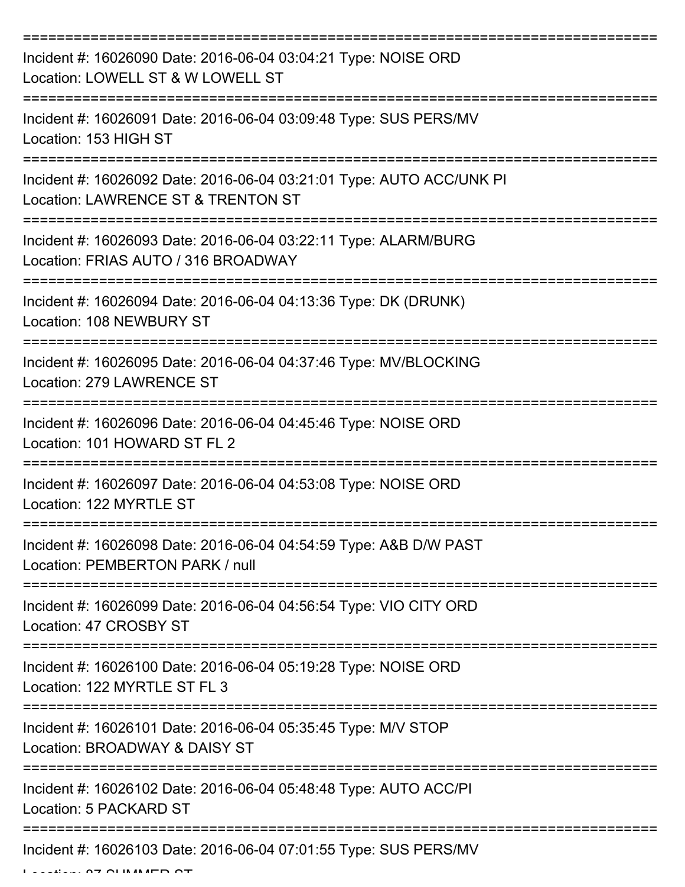===========================================================================

Incident #: 16026090 Date: 2016-06-04 03:04:21 Type: NOISE ORD
Location: LOWELL ST & W LOWELL ST

===========================================================================

Incident #: 16026091 Date: 2016-06-04 03:09:48 Type: SUS PERS/MV
Location: 153 HIGH ST

===========================================================================

Incident #: 16026092 Date: 2016-06-04 03:21:01 Type: AUTO ACC/UNK PI
Location: LAWRENCE ST & TRENTON ST

===========================================================================

Incident #: 16026093 Date: 2016-06-04 03:22:11 Type: ALARM/BURG
Location: FRIAS AUTO / 316 BROADWAY

===========================================================================

Incident #: 16026094 Date: 2016-06-04 04:13:36 Type: DK (DRUNK)
Location: 108 NEWBURY ST

===========================================================================

Incident #: 16026095 Date: 2016-06-04 04:37:46 Type: MV/BLOCKING
Location: 279 LAWRENCE ST

===========================================================================

Incident #: 16026096 Date: 2016-06-04 04:45:46 Type: NOISE ORD
Location: 101 HOWARD ST FL 2

===========================================================================

Incident #: 16026097 Date: 2016-06-04 04:53:08 Type: NOISE ORD
Location: 122 MYRTLE ST

===========================================================================

Incident #: 16026098 Date: 2016-06-04 04:54:59 Type: A&B D/W PAST
Location: PEMBERTON PARK / null

===========================================================================

Incident #: 16026099 Date: 2016-06-04 04:56:54 Type: VIO CITY ORD
Location: 47 CROSBY ST

===========================================================================

Incident #: 16026100 Date: 2016-06-04 05:19:28 Type: NOISE ORD
Location: 122 MYRTLE ST FL 3

===========================================================================

Incident #: 16026101 Date: 2016-06-04 05:35:45 Type: M/V STOP
Location: BROADWAY & DAISY ST

===========================================================================

Incident #: 16026102 Date: 2016-06-04 05:48:48 Type: AUTO ACC/PI
Location: 5 PACKARD ST

===========================================================================

Incident #: 16026103 Date: 2016-06-04 07:01:55 Type: SUS PERS/MV
Location: 87 SUMMER ST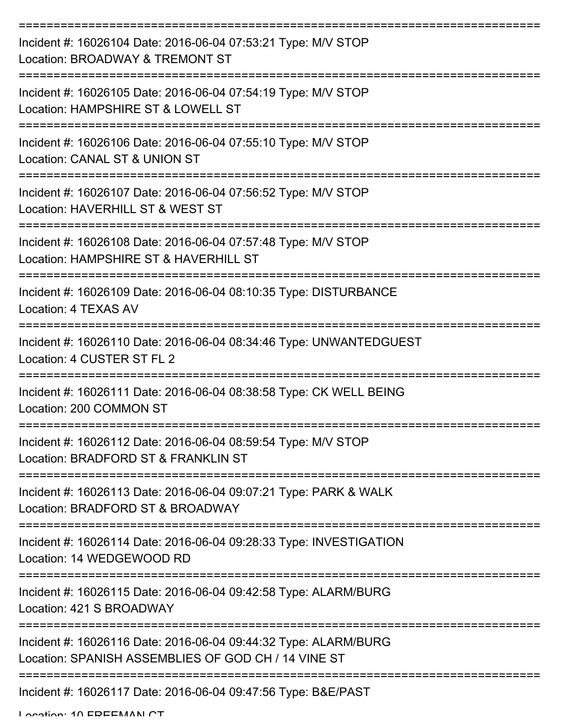===========================================================================
Incident #: 16026104 Date: 2016-06-04 07:53:21 Type: M/V STOP
Location: BROADWAY & TREMONT ST
===========================================================================
Incident #: 16026105 Date: 2016-06-04 07:54:19 Type: M/V STOP
Location: HAMPSHIRE ST & LOWELL ST
===========================================================================
Incident #: 16026106 Date: 2016-06-04 07:55:10 Type: M/V STOP
Location: CANAL ST & UNION ST
===========================================================================
Incident #: 16026107 Date: 2016-06-04 07:56:52 Type: M/V STOP
Location: HAVERHILL ST & WEST ST
===========================================================================
Incident #: 16026108 Date: 2016-06-04 07:57:48 Type: M/V STOP
Location: HAMPSHIRE ST & HAVERHILL ST
===========================================================================
Incident #: 16026109 Date: 2016-06-04 08:10:35 Type: DISTURBANCE
Location: 4 TEXAS AV
===========================================================================
Incident #: 16026110 Date: 2016-06-04 08:34:46 Type: UNWANTEDGUEST
Location: 4 CUSTER ST FL 2
===========================================================================
Incident #: 16026111 Date: 2016-06-04 08:38:58 Type: CK WELL BEING
Location: 200 COMMON ST
===========================================================================
Incident #: 16026112 Date: 2016-06-04 08:59:54 Type: M/V STOP
Location: BRADFORD ST & FRANKLIN ST
===========================================================================
Incident #: 16026113 Date: 2016-06-04 09:07:21 Type: PARK & WALK
Location: BRADFORD ST & BROADWAY
===========================================================================
Incident #: 16026114 Date: 2016-06-04 09:28:33 Type: INVESTIGATION
Location: 14 WEDGEWOOD RD
===========================================================================
Incident #: 16026115 Date: 2016-06-04 09:42:58 Type: ALARM/BURG
Location: 421 S BROADWAY
===========================================================================
Incident #: 16026116 Date: 2016-06-04 09:44:32 Type: ALARM/BURG
Location: SPANISH ASSEMBLIES OF GOD CH / 14 VINE ST
===========================================================================
Incident #: 16026117 Date: 2016-06-04 09:47:56 Type: B&E/PAST
Location: 10 FREEMAN CT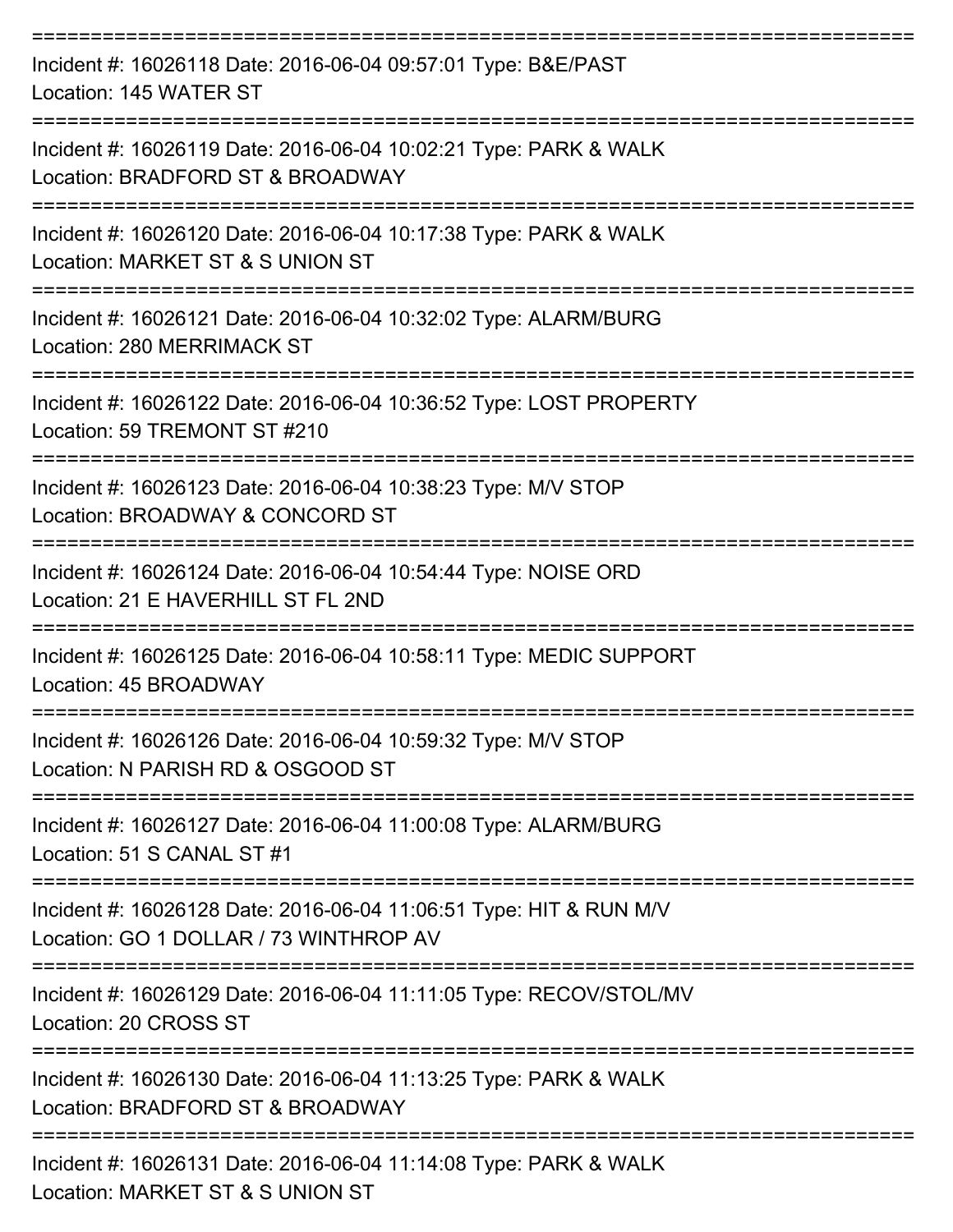===========================================================================

Incident #: 16026118 Date: 2016-06-04 09:57:01 Type: B&E/PAST
Location: 145 WATER ST

===========================================================================

Incident #: 16026119 Date: 2016-06-04 10:02:21 Type: PARK & WALK
Location: BRADFORD ST & BROADWAY

===========================================================================

Incident #: 16026120 Date: 2016-06-04 10:17:38 Type: PARK & WALK
Location: MARKET ST & S UNION ST

===========================================================================

Incident #: 16026121 Date: 2016-06-04 10:32:02 Type: ALARM/BURG
Location: 280 MERRIMACK ST

===========================================================================

Incident #: 16026122 Date: 2016-06-04 10:36:52 Type: LOST PROPERTY
Location: 59 TREMONT ST #210

===========================================================================

Incident #: 16026123 Date: 2016-06-04 10:38:23 Type: M/V STOP
Location: BROADWAY & CONCORD ST

===========================================================================

Incident #: 16026124 Date: 2016-06-04 10:54:44 Type: NOISE ORD
Location: 21 E HAVERHILL ST FL 2ND

===========================================================================

Incident #: 16026125 Date: 2016-06-04 10:58:11 Type: MEDIC SUPPORT
Location: 45 BROADWAY

===========================================================================

Incident #: 16026126 Date: 2016-06-04 10:59:32 Type: M/V STOP
Location: N PARISH RD & OSGOOD ST

===========================================================================

Incident #: 16026127 Date: 2016-06-04 11:00:08 Type: ALARM/BURG
Location: 51 S CANAL ST #1

===========================================================================

Incident #: 16026128 Date: 2016-06-04 11:06:51 Type: HIT & RUN M/V
Location: GO 1 DOLLAR / 73 WINTHROP AV

===========================================================================

Incident #: 16026129 Date: 2016-06-04 11:11:05 Type: RECOV/STOL/MV
Location: 20 CROSS ST

===========================================================================

Incident #: 16026130 Date: 2016-06-04 11:13:25 Type: PARK & WALK
Location: BRADFORD ST & BROADWAY

===========================================================================

Incident #: 16026131 Date: 2016-06-04 11:14:08 Type: PARK & WALK
Location: MARKET ST & S UNION ST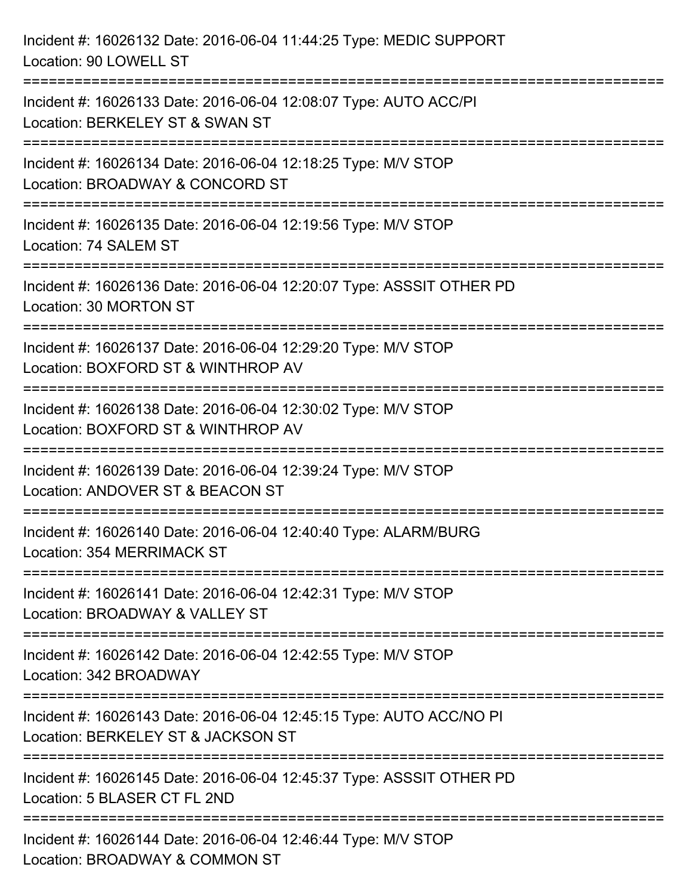Incident #: 16026132 Date: 2016-06-04 11:44:25 Type: MEDIC SUPPORT
Location: 90 LOWELL ST

===========================================================================

Incident #: 16026133 Date: 2016-06-04 12:08:07 Type: AUTO ACC/PI
Location: BERKELEY ST & SWAN ST

===========================================================================

Incident #: 16026134 Date: 2016-06-04 12:18:25 Type: M/V STOP
Location: BROADWAY & CONCORD ST

===========================================================================

Incident #: 16026135 Date: 2016-06-04 12:19:56 Type: M/V STOP
Location: 74 SALEM ST

===========================================================================

Incident #: 16026136 Date: 2016-06-04 12:20:07 Type: ASSSIT OTHER PD
Location: 30 MORTON ST

===========================================================================

Incident #: 16026137 Date: 2016-06-04 12:29:20 Type: M/V STOP
Location: BOXFORD ST & WINTHROP AV

===========================================================================

Incident #: 16026138 Date: 2016-06-04 12:30:02 Type: M/V STOP
Location: BOXFORD ST & WINTHROP AV

===========================================================================

Incident #: 16026139 Date: 2016-06-04 12:39:24 Type: M/V STOP
Location: ANDOVER ST & BEACON ST

===========================================================================

Incident #: 16026140 Date: 2016-06-04 12:40:40 Type: ALARM/BURG
Location: 354 MERRIMACK ST

===========================================================================

Incident #: 16026141 Date: 2016-06-04 12:42:31 Type: M/V STOP
Location: BROADWAY & VALLEY ST

===========================================================================

Incident #: 16026142 Date: 2016-06-04 12:42:55 Type: M/V STOP
Location: 342 BROADWAY

===========================================================================

Incident #: 16026143 Date: 2016-06-04 12:45:15 Type: AUTO ACC/NO PI
Location: BERKELEY ST & JACKSON ST

===========================================================================

Incident #: 16026145 Date: 2016-06-04 12:45:37 Type: ASSSIT OTHER PD
Location: 5 BLASER CT FL 2ND

===========================================================================

Incident #: 16026144 Date: 2016-06-04 12:46:44 Type: M/V STOP
Location: BROADWAY & COMMON ST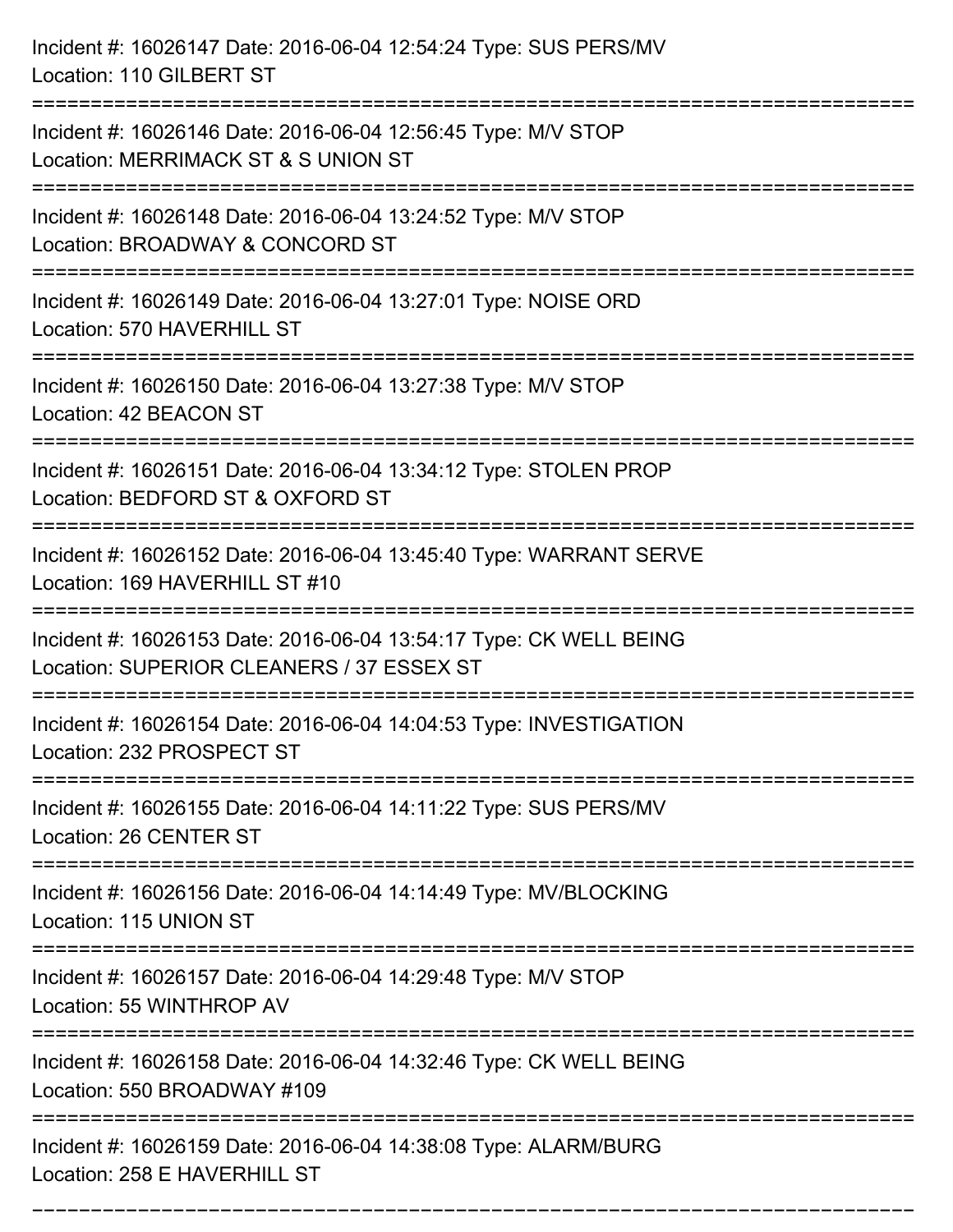Incident #: 16026147 Date: 2016-06-04 12:54:24 Type: SUS PERS/MV
Location: 110 GILBERT ST

===========================================================================

Incident #: 16026146 Date: 2016-06-04 12:56:45 Type: M/V STOP
Location: MERRIMACK ST & S UNION ST

===========================================================================

Incident #: 16026148 Date: 2016-06-04 13:24:52 Type: M/V STOP
Location: BROADWAY & CONCORD ST

===========================================================================

Incident #: 16026149 Date: 2016-06-04 13:27:01 Type: NOISE ORD
Location: 570 HAVERHILL ST

===========================================================================

Incident #: 16026150 Date: 2016-06-04 13:27:38 Type: M/V STOP
Location: 42 BEACON ST

===========================================================================

Incident #: 16026151 Date: 2016-06-04 13:34:12 Type: STOLEN PROP
Location: BEDFORD ST & OXFORD ST

===========================================================================

Incident #: 16026152 Date: 2016-06-04 13:45:40 Type: WARRANT SERVE
Location: 169 HAVERHILL ST #10

===========================================================================

Incident #: 16026153 Date: 2016-06-04 13:54:17 Type: CK WELL BEING
Location: SUPERIOR CLEANERS / 37 ESSEX ST

===========================================================================

Incident #: 16026154 Date: 2016-06-04 14:04:53 Type: INVESTIGATION
Location: 232 PROSPECT ST

===========================================================================

Incident #: 16026155 Date: 2016-06-04 14:11:22 Type: SUS PERS/MV
Location: 26 CENTER ST

===========================================================================

Incident #: 16026156 Date: 2016-06-04 14:14:49 Type: MV/BLOCKING
Location: 115 UNION ST

===========================================================================

Incident #: 16026157 Date: 2016-06-04 14:29:48 Type: M/V STOP
Location: 55 WINTHROP AV

===========================================================================

Incident #: 16026158 Date: 2016-06-04 14:32:46 Type: CK WELL BEING
Location: 550 BROADWAY #109

===========================================================================

Incident #: 16026159 Date: 2016-06-04 14:38:08 Type: ALARM/BURG
Location: 258 E HAVERHILL ST

===========================================================================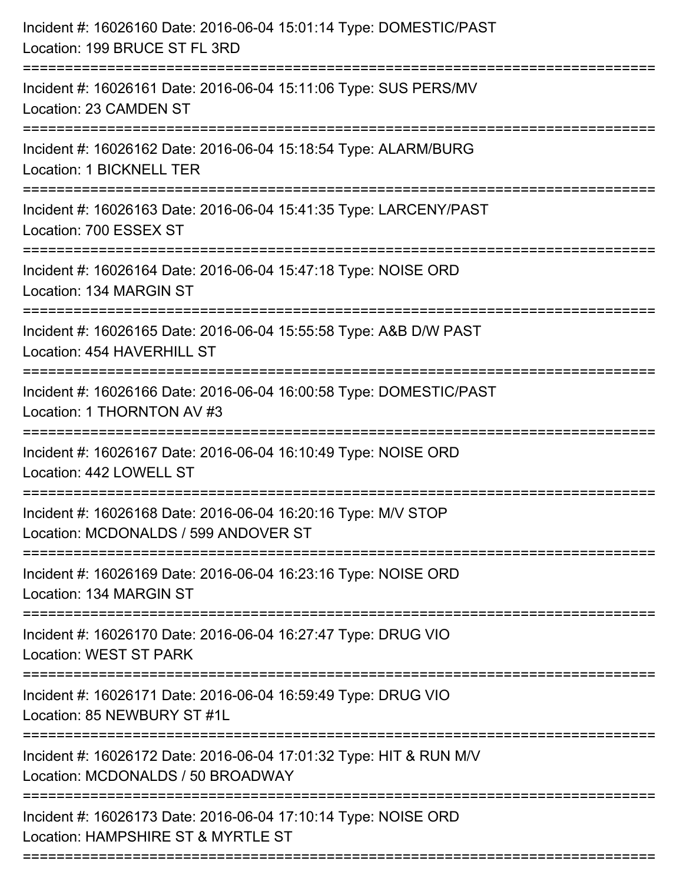Incident #: 16026160 Date: 2016-06-04 15:01:14 Type: DOMESTIC/PAST
Location: 199 BRUCE ST FL 3RD

===========================================================================

Incident #: 16026161 Date: 2016-06-04 15:11:06 Type: SUS PERS/MV
Location: 23 CAMDEN ST

===========================================================================

Incident #: 16026162 Date: 2016-06-04 15:18:54 Type: ALARM/BURG
Location: 1 BICKNELL TER

===========================================================================

Incident #: 16026163 Date: 2016-06-04 15:41:35 Type: LARCENY/PAST
Location: 700 ESSEX ST

===========================================================================

Incident #: 16026164 Date: 2016-06-04 15:47:18 Type: NOISE ORD
Location: 134 MARGIN ST

===========================================================================

Incident #: 16026165 Date: 2016-06-04 15:55:58 Type: A&B D/W PAST
Location: 454 HAVERHILL ST

===========================================================================

Incident #: 16026166 Date: 2016-06-04 16:00:58 Type: DOMESTIC/PAST
Location: 1 THORNTON AV #3

===========================================================================

Incident #: 16026167 Date: 2016-06-04 16:10:49 Type: NOISE ORD
Location: 442 LOWELL ST

===========================================================================

Incident #: 16026168 Date: 2016-06-04 16:20:16 Type: M/V STOP
Location: MCDONALDS / 599 ANDOVER ST

===========================================================================

Incident #: 16026169 Date: 2016-06-04 16:23:16 Type: NOISE ORD
Location: 134 MARGIN ST

===========================================================================

Incident #: 16026170 Date: 2016-06-04 16:27:47 Type: DRUG VIO
Location: WEST ST PARK

===========================================================================

Incident #: 16026171 Date: 2016-06-04 16:59:49 Type: DRUG VIO
Location: 85 NEWBURY ST #1L

===========================================================================

Incident #: 16026172 Date: 2016-06-04 17:01:32 Type: HIT & RUN M/V
Location: MCDONALDS / 50 BROADWAY

===========================================================================

Incident #: 16026173 Date: 2016-06-04 17:10:14 Type: NOISE ORD
Location: HAMPSHIRE ST & MYRTLE ST

===========================================================================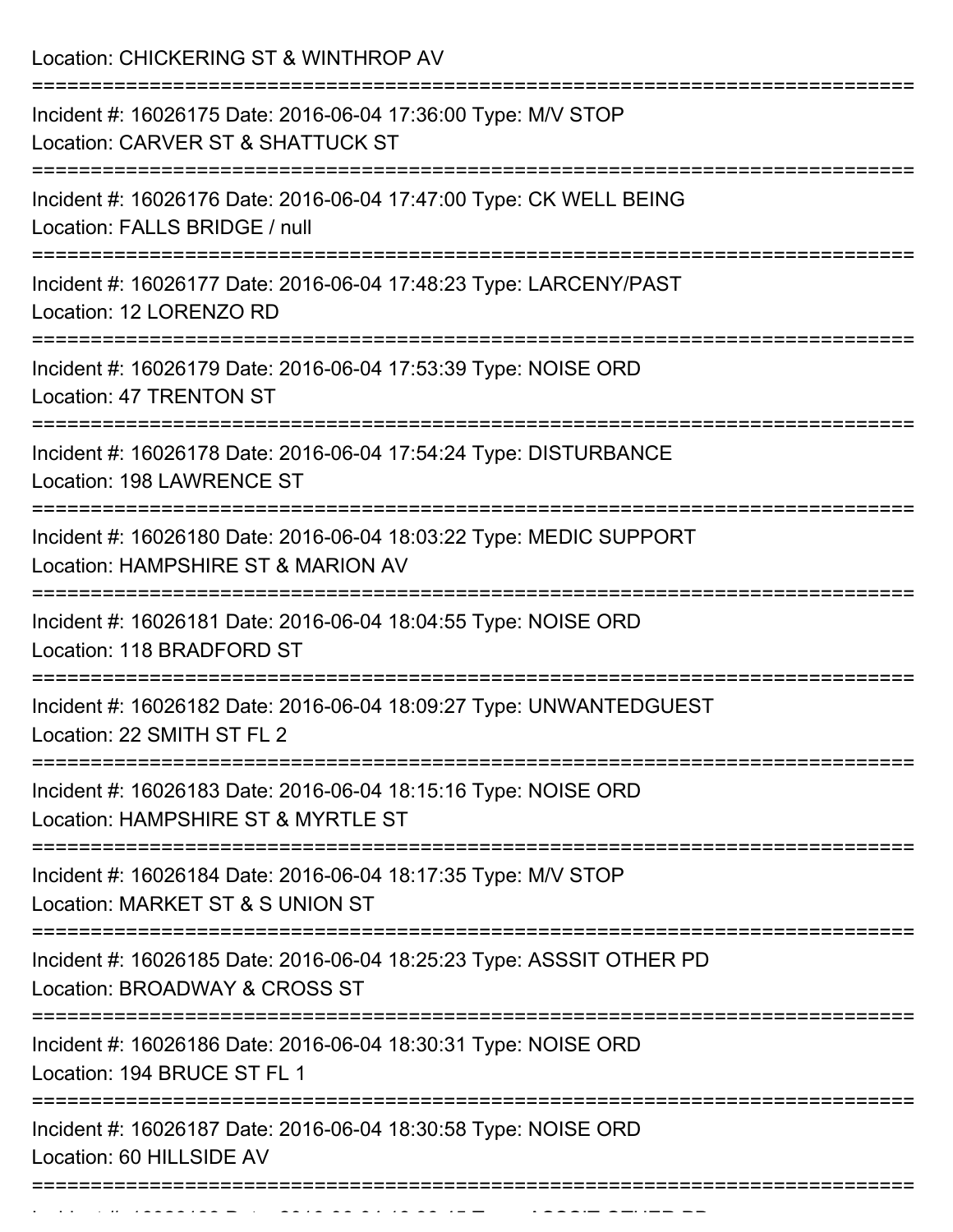Location: CHICKERING ST & WINTHROP AV

===========================================================================

Incident #: 16026175 Date: 2016-06-04 17:36:00 Type: M/V STOP
Location: CARVER ST & SHATTUCK ST

===========================================================================

Incident #: 16026176 Date: 2016-06-04 17:47:00 Type: CK WELL BEING
Location: FALLS BRIDGE / null

===========================================================================

Incident #: 16026177 Date: 2016-06-04 17:48:23 Type: LARCENY/PAST
Location: 12 LORENZO RD

===========================================================================

Incident #: 16026179 Date: 2016-06-04 17:53:39 Type: NOISE ORD
Location: 47 TRENTON ST

===========================================================================

Incident #: 16026178 Date: 2016-06-04 17:54:24 Type: DISTURBANCE
Location: 198 LAWRENCE ST

===========================================================================

Incident #: 16026180 Date: 2016-06-04 18:03:22 Type: MEDIC SUPPORT
Location: HAMPSHIRE ST & MARION AV

===========================================================================

Incident #: 16026181 Date: 2016-06-04 18:04:55 Type: NOISE ORD
Location: 118 BRADFORD ST

===========================================================================

Incident #: 16026182 Date: 2016-06-04 18:09:27 Type: UNWANTEDGUEST
Location: 22 SMITH ST FL 2

===========================================================================

Incident #: 16026183 Date: 2016-06-04 18:15:16 Type: NOISE ORD
Location: HAMPSHIRE ST & MYRTLE ST

===========================================================================

Incident #: 16026184 Date: 2016-06-04 18:17:35 Type: M/V STOP
Location: MARKET ST & S UNION ST

===========================================================================

Incident #: 16026185 Date: 2016-06-04 18:25:23 Type: ASSSIT OTHER PD
Location: BROADWAY & CROSS ST

===========================================================================

Incident #: 16026186 Date: 2016-06-04 18:30:31 Type: NOISE ORD
Location: 194 BRUCE ST FL 1

===========================================================================

Incident #: 16026187 Date: 2016-06-04 18:30:58 Type: NOISE ORD
Location: 60 HILLSIDE AV

===========================================================================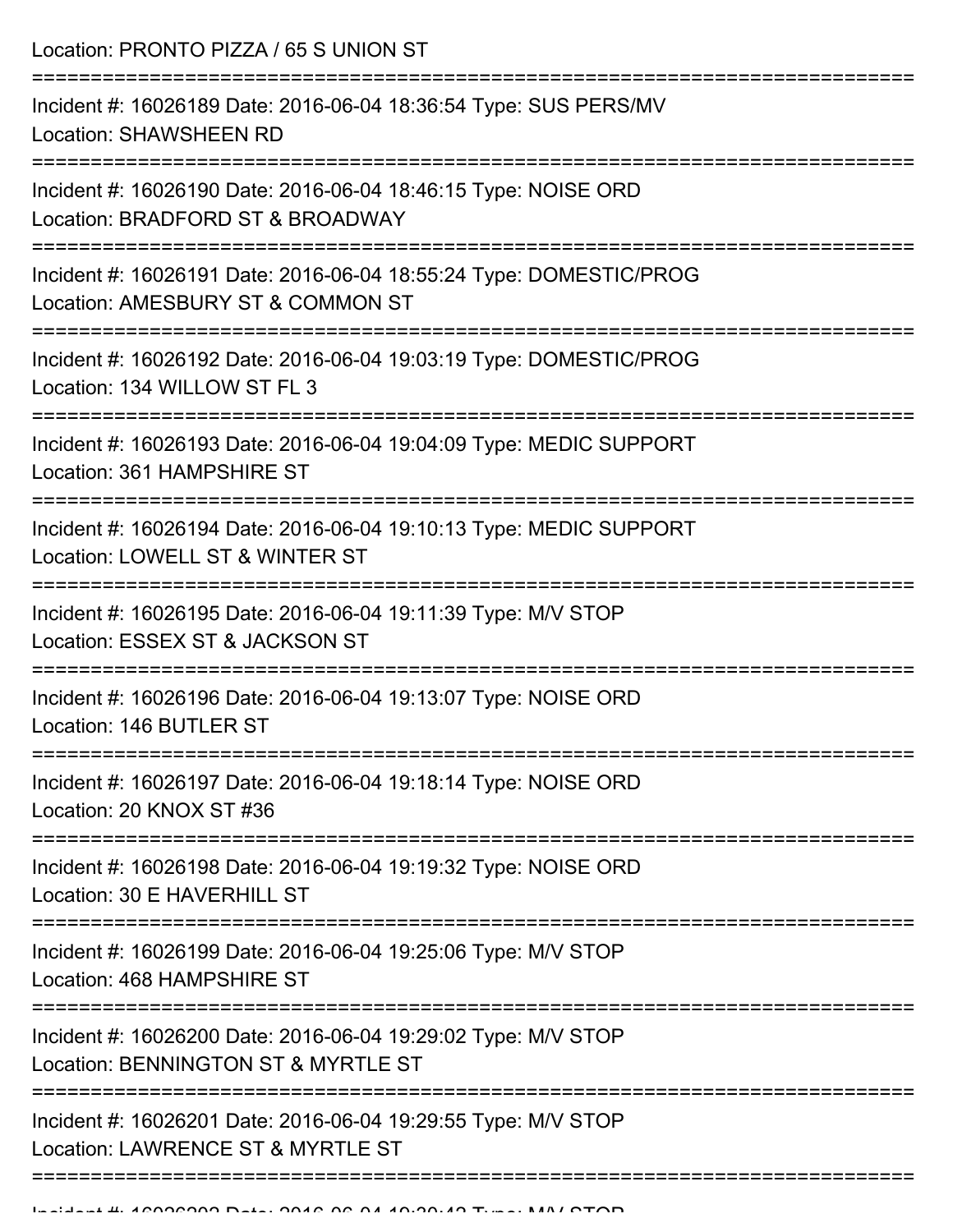Location: PRONTO PIZZA / 65 S UNION ST

===========================================================================

Incident #: 16026189 Date: 2016-06-04 18:36:54 Type: SUS PERS/MV
Location: SHAWSHEEN RD

===========================================================================

Incident #: 16026190 Date: 2016-06-04 18:46:15 Type: NOISE ORD
Location: BRADFORD ST & BROADWAY

===========================================================================

Incident #: 16026191 Date: 2016-06-04 18:55:24 Type: DOMESTIC/PROG
Location: AMESBURY ST & COMMON ST

===========================================================================

Incident #: 16026192 Date: 2016-06-04 19:03:19 Type: DOMESTIC/PROG
Location: 134 WILLOW ST FL 3

===========================================================================

Incident #: 16026193 Date: 2016-06-04 19:04:09 Type: MEDIC SUPPORT
Location: 361 HAMPSHIRE ST

===========================================================================

Incident #: 16026194 Date: 2016-06-04 19:10:13 Type: MEDIC SUPPORT
Location: LOWELL ST & WINTER ST

===========================================================================

Incident #: 16026195 Date: 2016-06-04 19:11:39 Type: M/V STOP
Location: ESSEX ST & JACKSON ST

===========================================================================

Incident #: 16026196 Date: 2016-06-04 19:13:07 Type: NOISE ORD
Location: 146 BUTLER ST

===========================================================================

Incident #: 16026197 Date: 2016-06-04 19:18:14 Type: NOISE ORD
Location: 20 KNOX ST #36

===========================================================================

Incident #: 16026198 Date: 2016-06-04 19:19:32 Type: NOISE ORD
Location: 30 E HAVERHILL ST

===========================================================================

Incident #: 16026199 Date: 2016-06-04 19:25:06 Type: M/V STOP
Location: 468 HAMPSHIRE ST

===========================================================================

Incident #: 16026200 Date: 2016-06-04 19:29:02 Type: M/V STOP
Location: BENNINGTON ST & MYRTLE ST

===========================================================================

Incident #: 16026201 Date: 2016-06-04 19:29:55 Type: M/V STOP
Location: LAWRENCE ST & MYRTLE ST

===========================================================================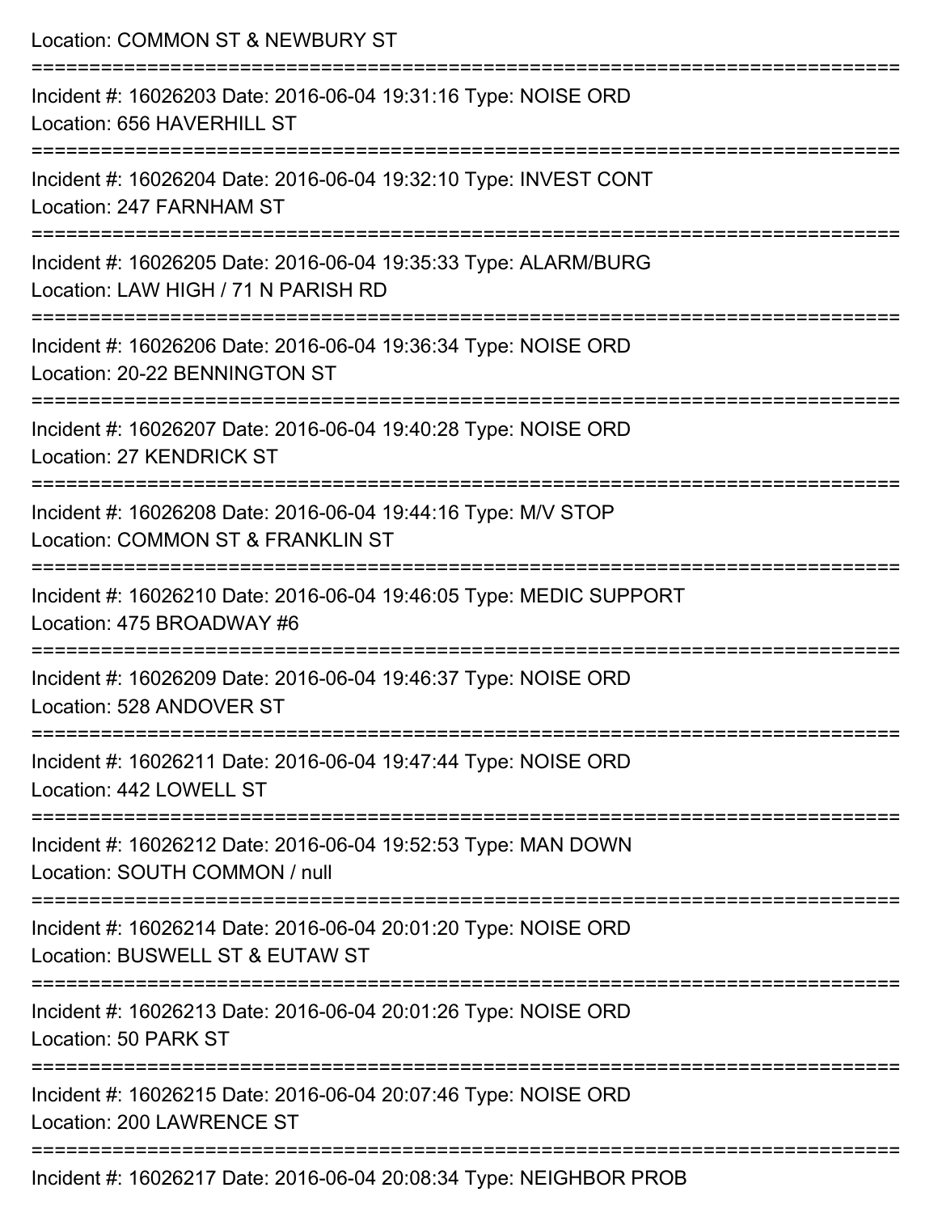Location: COMMON ST & NEWBURY ST

===========================================================================

Incident #: 16026203 Date: 2016-06-04 19:31:16 Type: NOISE ORD
Location: 656 HAVERHILL ST

===========================================================================

Incident #: 16026204 Date: 2016-06-04 19:32:10 Type: INVEST CONT
Location: 247 FARNHAM ST

===========================================================================

Incident #: 16026205 Date: 2016-06-04 19:35:33 Type: ALARM/BURG
Location: LAW HIGH / 71 N PARISH RD

===========================================================================

Incident #: 16026206 Date: 2016-06-04 19:36:34 Type: NOISE ORD
Location: 20-22 BENNINGTON ST

===========================================================================

Incident #: 16026207 Date: 2016-06-04 19:40:28 Type: NOISE ORD
Location: 27 KENDRICK ST

===========================================================================

Incident #: 16026208 Date: 2016-06-04 19:44:16 Type: M/V STOP
Location: COMMON ST & FRANKLIN ST

===========================================================================

Incident #: 16026210 Date: 2016-06-04 19:46:05 Type: MEDIC SUPPORT
Location: 475 BROADWAY #6

===========================================================================

Incident #: 16026209 Date: 2016-06-04 19:46:37 Type: NOISE ORD
Location: 528 ANDOVER ST

===========================================================================

Incident #: 16026211 Date: 2016-06-04 19:47:44 Type: NOISE ORD
Location: 442 LOWELL ST

===========================================================================

Incident #: 16026212 Date: 2016-06-04 19:52:53 Type: MAN DOWN
Location: SOUTH COMMON / null

===========================================================================

Incident #: 16026214 Date: 2016-06-04 20:01:20 Type: NOISE ORD
Location: BUSWELL ST & EUTAW ST

===========================================================================

Incident #: 16026213 Date: 2016-06-04 20:01:26 Type: NOISE ORD
Location: 50 PARK ST

===========================================================================

Incident #: 16026215 Date: 2016-06-04 20:07:46 Type: NOISE ORD
Location: 200 LAWRENCE ST

===========================================================================

Incident #: 16026217 Date: 2016-06-04 20:08:34 Type: NEIGHBOR PROB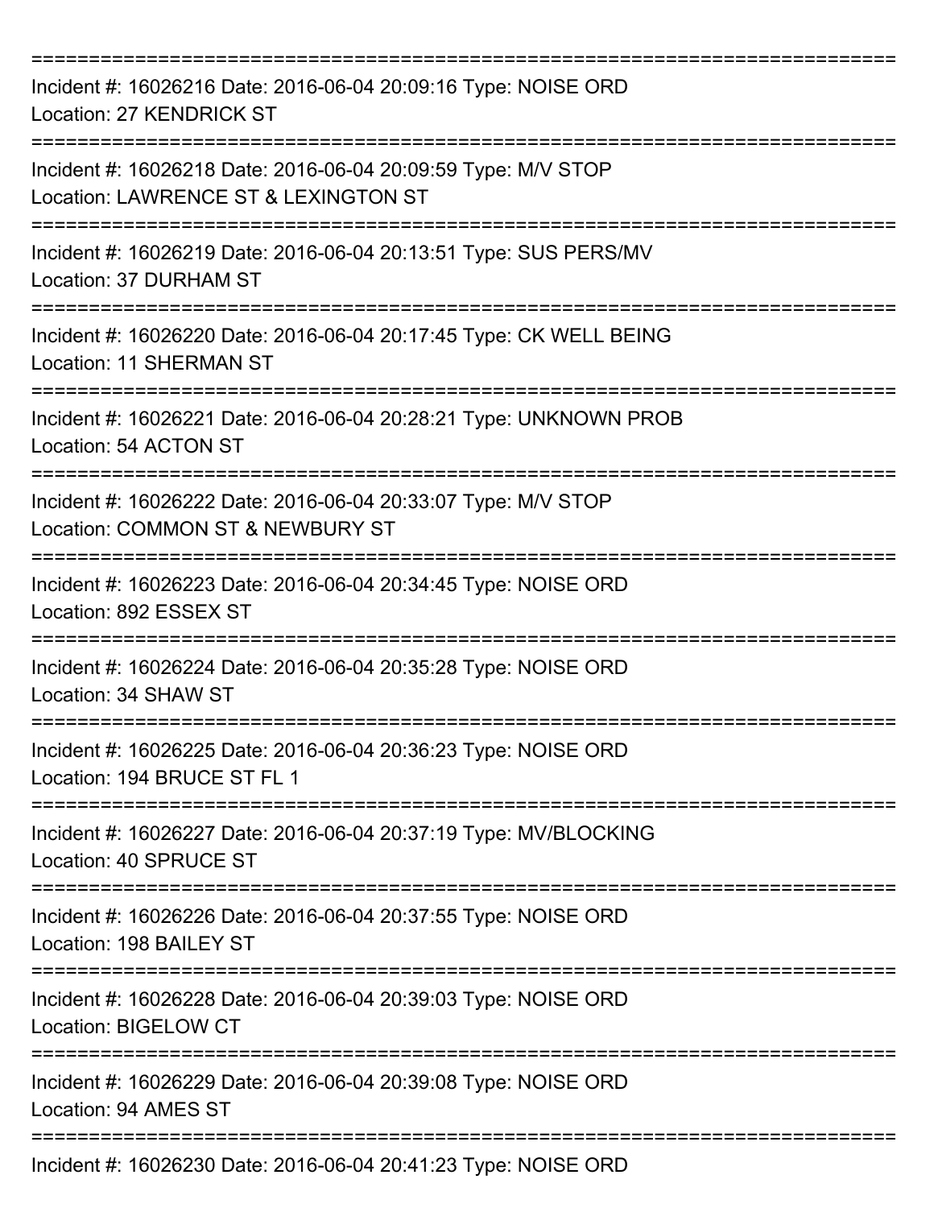===========================================================================

Incident #: 16026216 Date: 2016-06-04 20:09:16 Type: NOISE ORD
Location: 27 KENDRICK ST

===========================================================================

Incident #: 16026218 Date: 2016-06-04 20:09:59 Type: M/V STOP
Location: LAWRENCE ST & LEXINGTON ST

===========================================================================

Incident #: 16026219 Date: 2016-06-04 20:13:51 Type: SUS PERS/MV
Location: 37 DURHAM ST

===========================================================================

Incident #: 16026220 Date: 2016-06-04 20:17:45 Type: CK WELL BEING
Location: 11 SHERMAN ST

===========================================================================

Incident #: 16026221 Date: 2016-06-04 20:28:21 Type: UNKNOWN PROB
Location: 54 ACTON ST

===========================================================================

Incident #: 16026222 Date: 2016-06-04 20:33:07 Type: M/V STOP
Location: COMMON ST & NEWBURY ST

===========================================================================

Incident #: 16026223 Date: 2016-06-04 20:34:45 Type: NOISE ORD
Location: 892 ESSEX ST

===========================================================================

Incident #: 16026224 Date: 2016-06-04 20:35:28 Type: NOISE ORD
Location: 34 SHAW ST

===========================================================================

Incident #: 16026225 Date: 2016-06-04 20:36:23 Type: NOISE ORD
Location: 194 BRUCE ST FL 1

===========================================================================

Incident #: 16026227 Date: 2016-06-04 20:37:19 Type: MV/BLOCKING
Location: 40 SPRUCE ST

===========================================================================

Incident #: 16026226 Date: 2016-06-04 20:37:55 Type: NOISE ORD
Location: 198 BAILEY ST

===========================================================================

Incident #: 16026228 Date: 2016-06-04 20:39:03 Type: NOISE ORD
Location: BIGELOW CT

===========================================================================

Incident #: 16026229 Date: 2016-06-04 20:39:08 Type: NOISE ORD
Location: 94 AMES ST

===========================================================================

Incident #: 16026230 Date: 2016-06-04 20:41:23 Type: NOISE ORD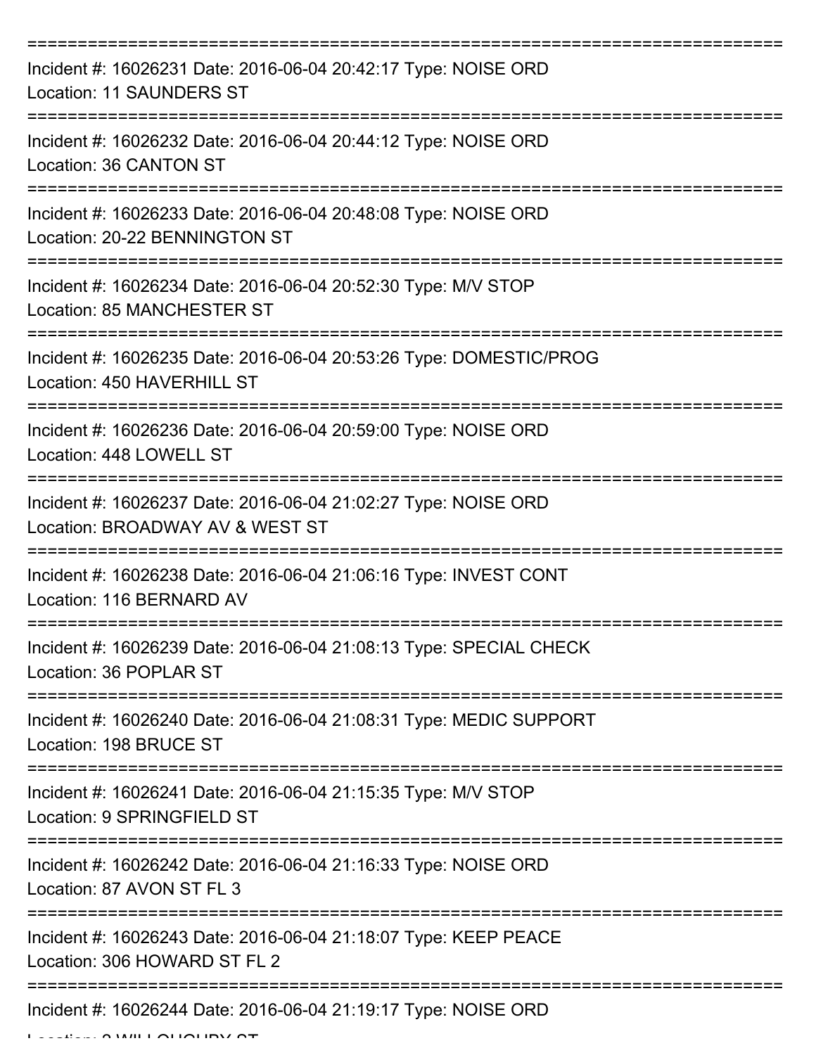===========================================================================

Incident #: 16026231 Date: 2016-06-04 20:42:17 Type: NOISE ORD

Location: 11 SAUNDERS ST

===========================================================================

Incident #: 16026232 Date: 2016-06-04 20:44:12 Type: NOISE ORD

Location: 36 CANTON ST

===========================================================================

Incident #: 16026233 Date: 2016-06-04 20:48:08 Type: NOISE ORD

Location: 20-22 BENNINGTON ST

===========================================================================

Incident #: 16026234 Date: 2016-06-04 20:52:30 Type: M/V STOP

Location: 85 MANCHESTER ST

===========================================================================

Incident #: 16026235 Date: 2016-06-04 20:53:26 Type: DOMESTIC/PROG

Location: 450 HAVERHILL ST

===========================================================================

Incident #: 16026236 Date: 2016-06-04 20:59:00 Type: NOISE ORD

Location: 448 LOWELL ST

===========================================================================

Incident #: 16026237 Date: 2016-06-04 21:02:27 Type: NOISE ORD

Location: BROADWAY AV & WEST ST

===========================================================================

Incident #: 16026238 Date: 2016-06-04 21:06:16 Type: INVEST CONT

Location: 116 BERNARD AV

===========================================================================

Incident #: 16026239 Date: 2016-06-04 21:08:13 Type: SPECIAL CHECK

Location: 36 POPLAR ST

===========================================================================

Incident #: 16026240 Date: 2016-06-04 21:08:31 Type: MEDIC SUPPORT

Location: 198 BRUCE ST

===========================================================================

Incident #: 16026241 Date: 2016-06-04 21:15:35 Type: M/V STOP

Location: 9 SPRINGFIELD ST

===========================================================================

Incident #: 16026242 Date: 2016-06-04 21:16:33 Type: NOISE ORD

Location: 87 AVON ST FL 3

===========================================================================

Incident #: 16026243 Date: 2016-06-04 21:18:07 Type: KEEP PEACE

Location: 306 HOWARD ST FL 2

===========================================================================

Incident #: 16026244 Date: 2016-06-04 21:19:17 Type: NOISE ORD

Location: 8 WILLOUGHBY ST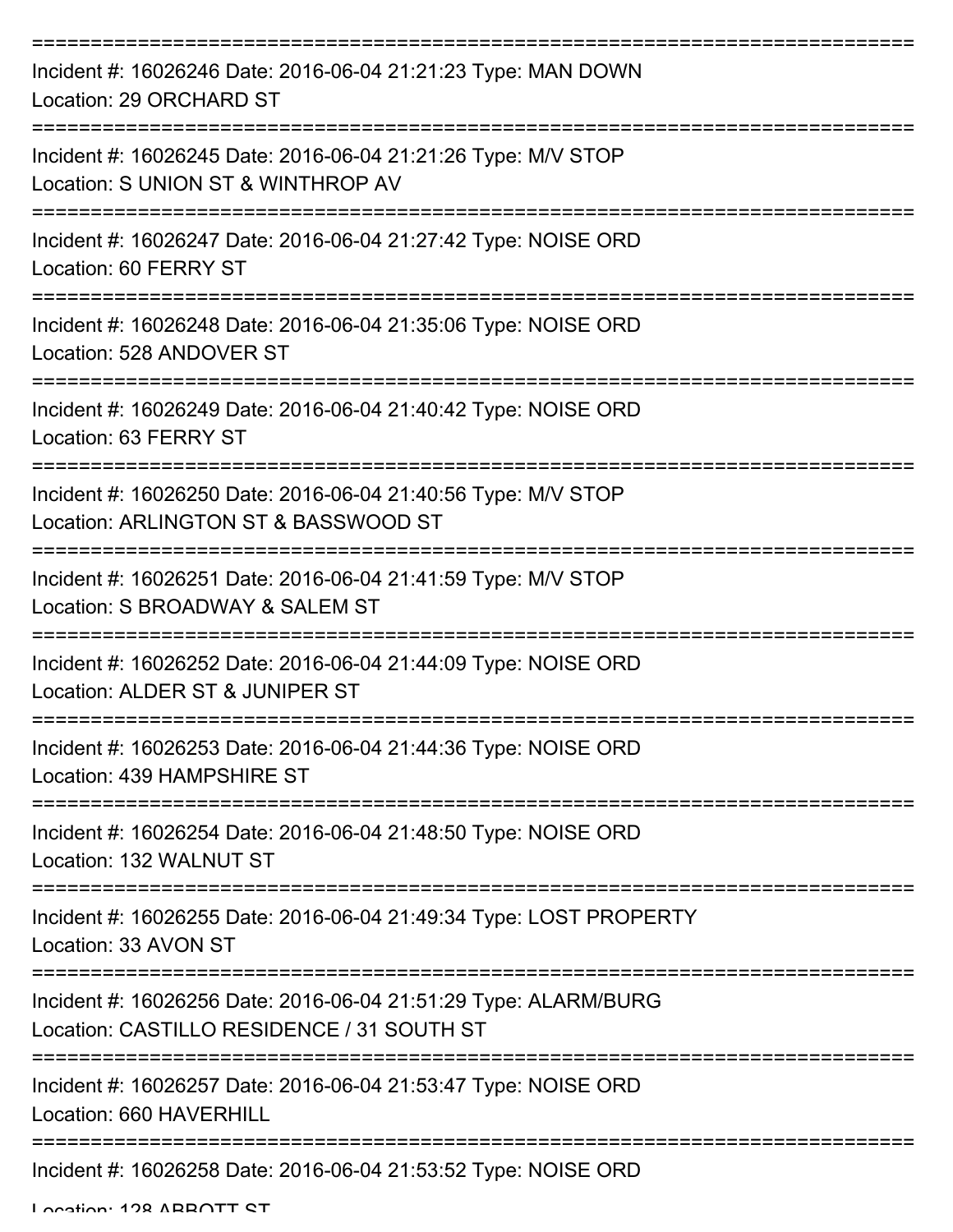===========================================================================

Incident #: 16026246 Date: 2016-06-04 21:21:23 Type: MAN DOWN

Location: 29 ORCHARD ST

===========================================================================

Incident #: 16026245 Date: 2016-06-04 21:21:26 Type: M/V STOP

Location: S UNION ST & WINTHROP AV

===========================================================================

Incident #: 16026247 Date: 2016-06-04 21:27:42 Type: NOISE ORD

Location: 60 FERRY ST

===========================================================================

Incident #: 16026248 Date: 2016-06-04 21:35:06 Type: NOISE ORD

Location: 528 ANDOVER ST

===========================================================================

Incident #: 16026249 Date: 2016-06-04 21:40:42 Type: NOISE ORD

Location: 63 FERRY ST

===========================================================================

Incident #: 16026250 Date: 2016-06-04 21:40:56 Type: M/V STOP

Location: ARLINGTON ST & BASSWOOD ST

===========================================================================

Incident #: 16026251 Date: 2016-06-04 21:41:59 Type: M/V STOP

Location: S BROADWAY & SALEM ST

===========================================================================

Incident #: 16026252 Date: 2016-06-04 21:44:09 Type: NOISE ORD

Location: ALDER ST & JUNIPER ST

===========================================================================

Incident #: 16026253 Date: 2016-06-04 21:44:36 Type: NOISE ORD

Location: 439 HAMPSHIRE ST

===========================================================================

Incident #: 16026254 Date: 2016-06-04 21:48:50 Type: NOISE ORD

Location: 132 WALNUT ST

===========================================================================

Incident #: 16026255 Date: 2016-06-04 21:49:34 Type: LOST PROPERTY

Location: 33 AVON ST

===========================================================================

Incident #: 16026256 Date: 2016-06-04 21:51:29 Type: ALARM/BURG

Location: CASTILLO RESIDENCE / 31 SOUTH ST

===========================================================================

Incident #: 16026257 Date: 2016-06-04 21:53:47 Type: NOISE ORD

Location: 660 HAVERHILL

===========================================================================

Incident #: 16026258 Date: 2016-06-04 21:53:52 Type: NOISE ORD

Location: 128 ABBOTT ST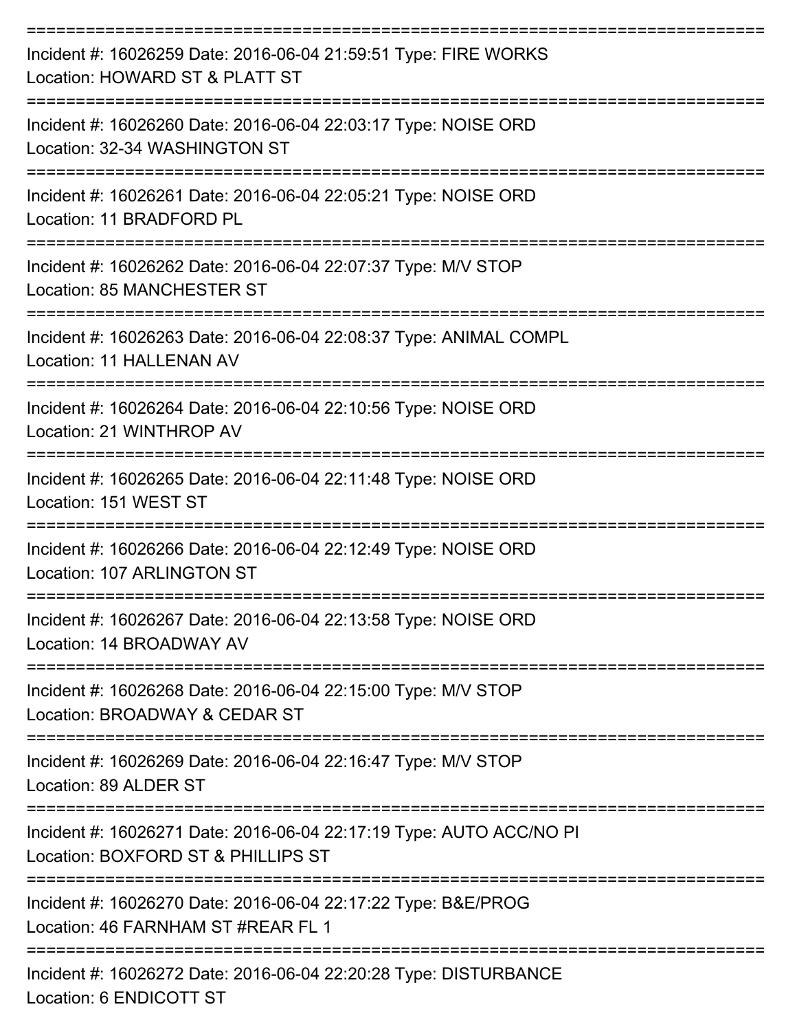===========================================================================

Incident #: 16026259 Date: 2016-06-04 21:59:51 Type: FIRE WORKS
Location: HOWARD ST & PLATT ST

===========================================================================

Incident #: 16026260 Date: 2016-06-04 22:03:17 Type: NOISE ORD
Location: 32-34 WASHINGTON ST

===========================================================================

Incident #: 16026261 Date: 2016-06-04 22:05:21 Type: NOISE ORD
Location: 11 BRADFORD PL

===========================================================================

Incident #: 16026262 Date: 2016-06-04 22:07:37 Type: M/V STOP
Location: 85 MANCHESTER ST

===========================================================================

Incident #: 16026263 Date: 2016-06-04 22:08:37 Type: ANIMAL COMPL
Location: 11 HALLENAN AV

===========================================================================

Incident #: 16026264 Date: 2016-06-04 22:10:56 Type: NOISE ORD
Location: 21 WINTHROP AV

===========================================================================

Incident #: 16026265 Date: 2016-06-04 22:11:48 Type: NOISE ORD
Location: 151 WEST ST

===========================================================================

Incident #: 16026266 Date: 2016-06-04 22:12:49 Type: NOISE ORD
Location: 107 ARLINGTON ST

===========================================================================

Incident #: 16026267 Date: 2016-06-04 22:13:58 Type: NOISE ORD
Location: 14 BROADWAY AV

===========================================================================

Incident #: 16026268 Date: 2016-06-04 22:15:00 Type: M/V STOP
Location: BROADWAY & CEDAR ST

===========================================================================

Incident #: 16026269 Date: 2016-06-04 22:16:47 Type: M/V STOP
Location: 89 ALDER ST

===========================================================================

Incident #: 16026271 Date: 2016-06-04 22:17:19 Type: AUTO ACC/NO PI
Location: BOXFORD ST & PHILLIPS ST

===========================================================================

Incident #: 16026270 Date: 2016-06-04 22:17:22 Type: B&E/PROG
Location: 46 FARNHAM ST #REAR FL 1

===========================================================================

Incident #: 16026272 Date: 2016-06-04 22:20:28 Type: DISTURBANCE
Location: 6 ENDICOTT ST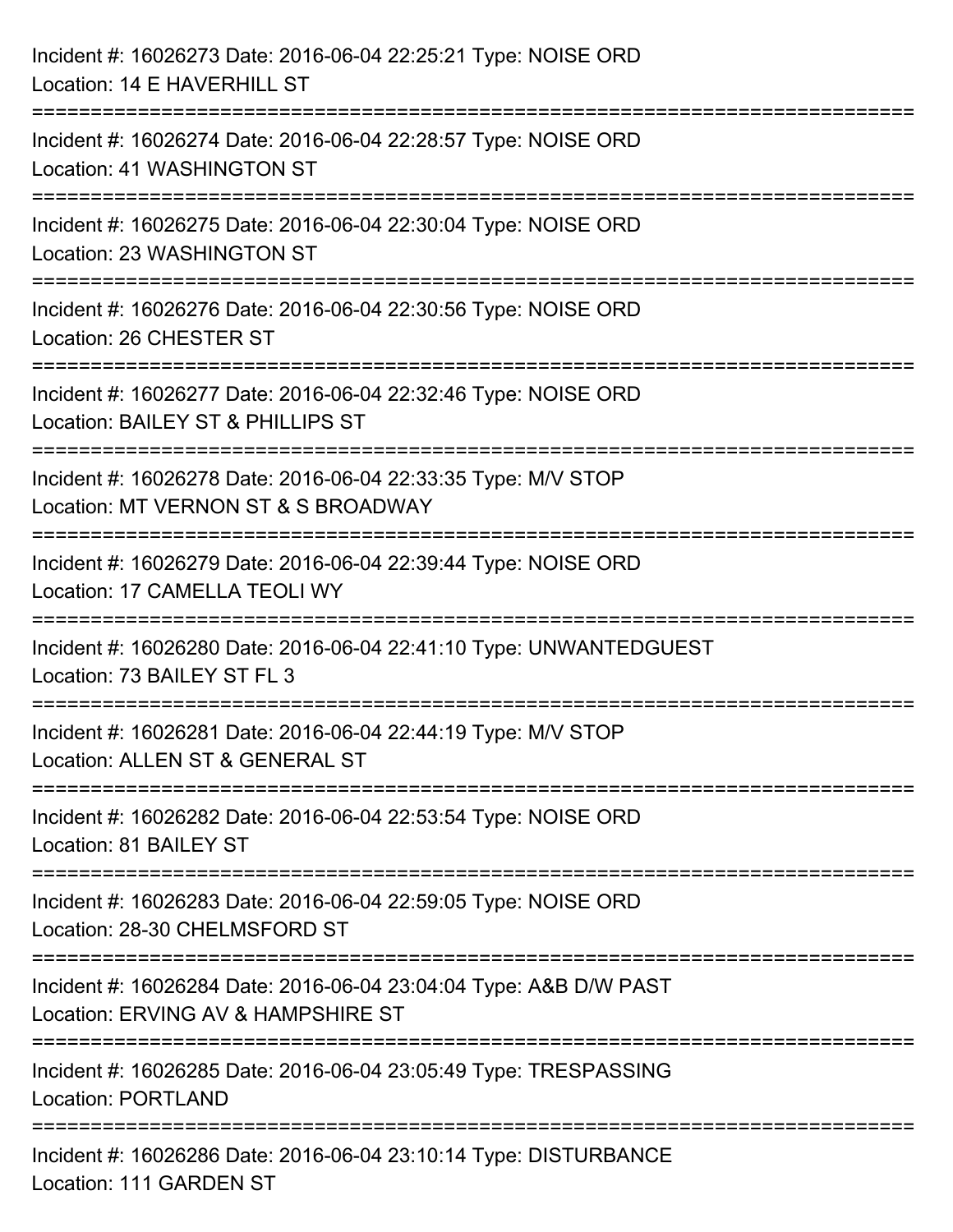Incident #: 16026273 Date: 2016-06-04 22:25:21 Type: NOISE ORD
Location: 14 E HAVERHILL ST

===========================================================================

Incident #: 16026274 Date: 2016-06-04 22:28:57 Type: NOISE ORD
Location: 41 WASHINGTON ST

===========================================================================

Incident #: 16026275 Date: 2016-06-04 22:30:04 Type: NOISE ORD
Location: 23 WASHINGTON ST

===========================================================================

Incident #: 16026276 Date: 2016-06-04 22:30:56 Type: NOISE ORD
Location: 26 CHESTER ST

===========================================================================

Incident #: 16026277 Date: 2016-06-04 22:32:46 Type: NOISE ORD
Location: BAILEY ST & PHILLIPS ST

===========================================================================

Incident #: 16026278 Date: 2016-06-04 22:33:35 Type: M/V STOP
Location: MT VERNON ST & S BROADWAY

===========================================================================

Incident #: 16026279 Date: 2016-06-04 22:39:44 Type: NOISE ORD
Location: 17 CAMELLA TEOLI WY

===========================================================================

Incident #: 16026280 Date: 2016-06-04 22:41:10 Type: UNWANTEDGUEST
Location: 73 BAILEY ST FL 3

===========================================================================

Incident #: 16026281 Date: 2016-06-04 22:44:19 Type: M/V STOP
Location: ALLEN ST & GENERAL ST

===========================================================================

Incident #: 16026282 Date: 2016-06-04 22:53:54 Type: NOISE ORD
Location: 81 BAILEY ST

===========================================================================

Incident #: 16026283 Date: 2016-06-04 22:59:05 Type: NOISE ORD
Location: 28-30 CHELMSFORD ST

===========================================================================

Incident #: 16026284 Date: 2016-06-04 23:04:04 Type: A&B D/W PAST
Location: ERVING AV & HAMPSHIRE ST

===========================================================================

Incident #: 16026285 Date: 2016-06-04 23:05:49 Type: TRESPASSING
Location: PORTLAND

===========================================================================

Incident #: 16026286 Date: 2016-06-04 23:10:14 Type: DISTURBANCE
Location: 111 GARDEN ST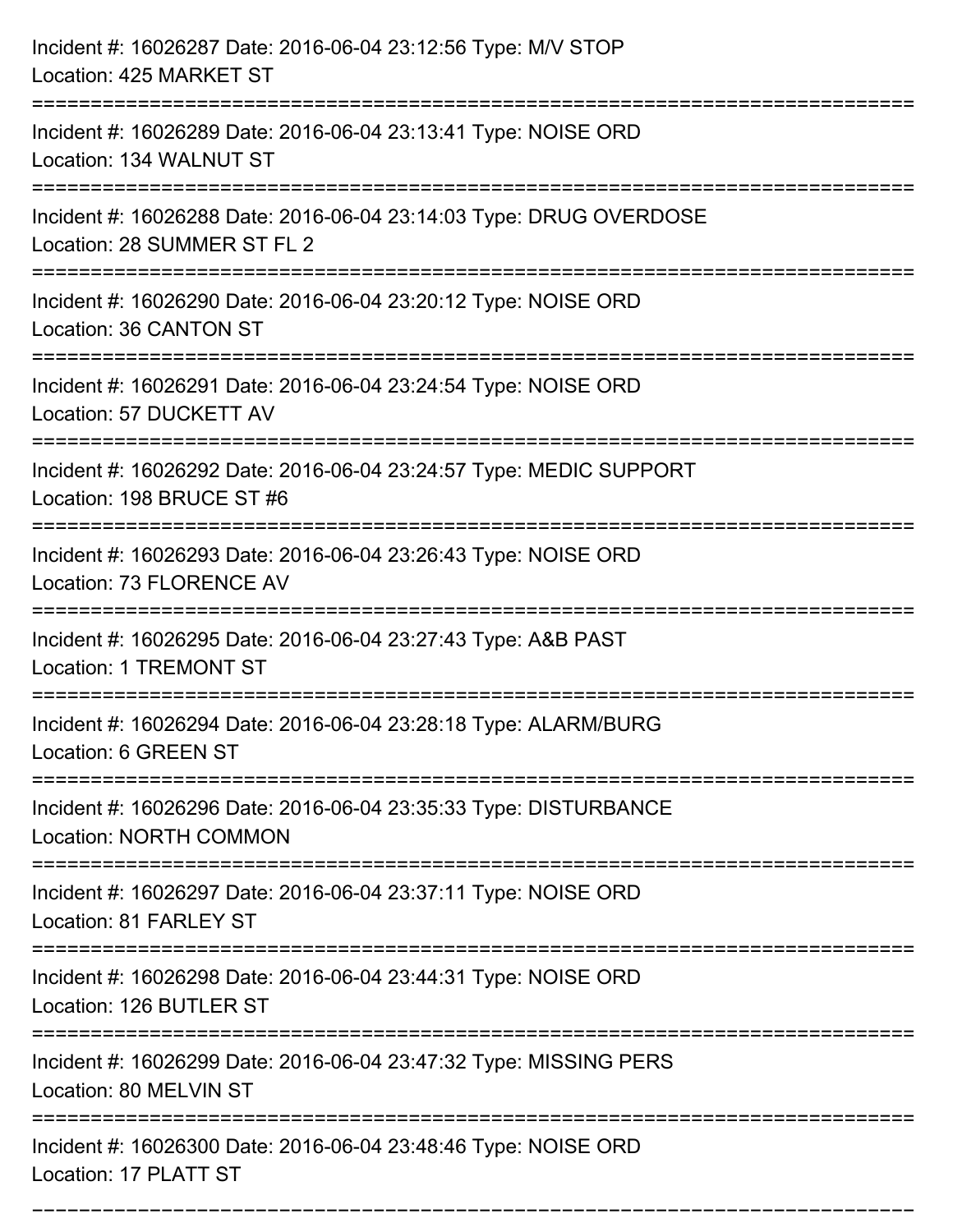Incident #: 16026287 Date: 2016-06-04 23:12:56 Type: M/V STOP
Location: 425 MARKET ST

===========================================================================

Incident #: 16026289 Date: 2016-06-04 23:13:41 Type: NOISE ORD
Location: 134 WALNUT ST

===========================================================================

Incident #: 16026288 Date: 2016-06-04 23:14:03 Type: DRUG OVERDOSE
Location: 28 SUMMER ST FL 2

===========================================================================

Incident #: 16026290 Date: 2016-06-04 23:20:12 Type: NOISE ORD
Location: 36 CANTON ST

===========================================================================

Incident #: 16026291 Date: 2016-06-04 23:24:54 Type: NOISE ORD
Location: 57 DUCKETT AV

===========================================================================

Incident #: 16026292 Date: 2016-06-04 23:24:57 Type: MEDIC SUPPORT
Location: 198 BRUCE ST #6

===========================================================================

Incident #: 16026293 Date: 2016-06-04 23:26:43 Type: NOISE ORD
Location: 73 FLORENCE AV

===========================================================================

Incident #: 16026295 Date: 2016-06-04 23:27:43 Type: A&B PAST
Location: 1 TREMONT ST

===========================================================================

Incident #: 16026294 Date: 2016-06-04 23:28:18 Type: ALARM/BURG
Location: 6 GREEN ST

===========================================================================

Incident #: 16026296 Date: 2016-06-04 23:35:33 Type: DISTURBANCE
Location: NORTH COMMON

===========================================================================

Incident #: 16026297 Date: 2016-06-04 23:37:11 Type: NOISE ORD
Location: 81 FARLEY ST

===========================================================================

Incident #: 16026298 Date: 2016-06-04 23:44:31 Type: NOISE ORD
Location: 126 BUTLER ST

===========================================================================

Incident #: 16026299 Date: 2016-06-04 23:47:32 Type: MISSING PERS
Location: 80 MELVIN ST

===========================================================================

Incident #: 16026300 Date: 2016-06-04 23:48:46 Type: NOISE ORD
Location: 17 PLATT ST

===========================================================================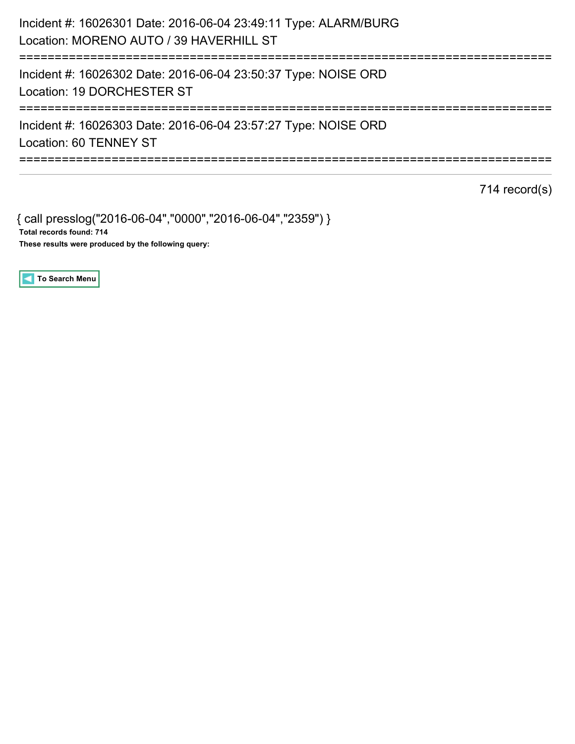Incident #: 16026301 Date: 2016-06-04 23:49:11 Type: ALARM/BURG
Location: MORENO AUTO / 39 HAVERHILL ST

===========================================================================

Incident #: 16026302 Date: 2016-06-04 23:50:37 Type: NOISE ORD
Location: 19 DORCHESTER ST

===========================================================================

Incident #: 16026303 Date: 2016-06-04 23:57:27 Type: NOISE ORD
Location: 60 TENNEY ST

===========================================================================

714 record(s)

{ call presslog("2016-06-04","0000","2016-06-04","2359") }

**Total records found: 714**

**These results were produced by the following query:**

**To Search Menu**